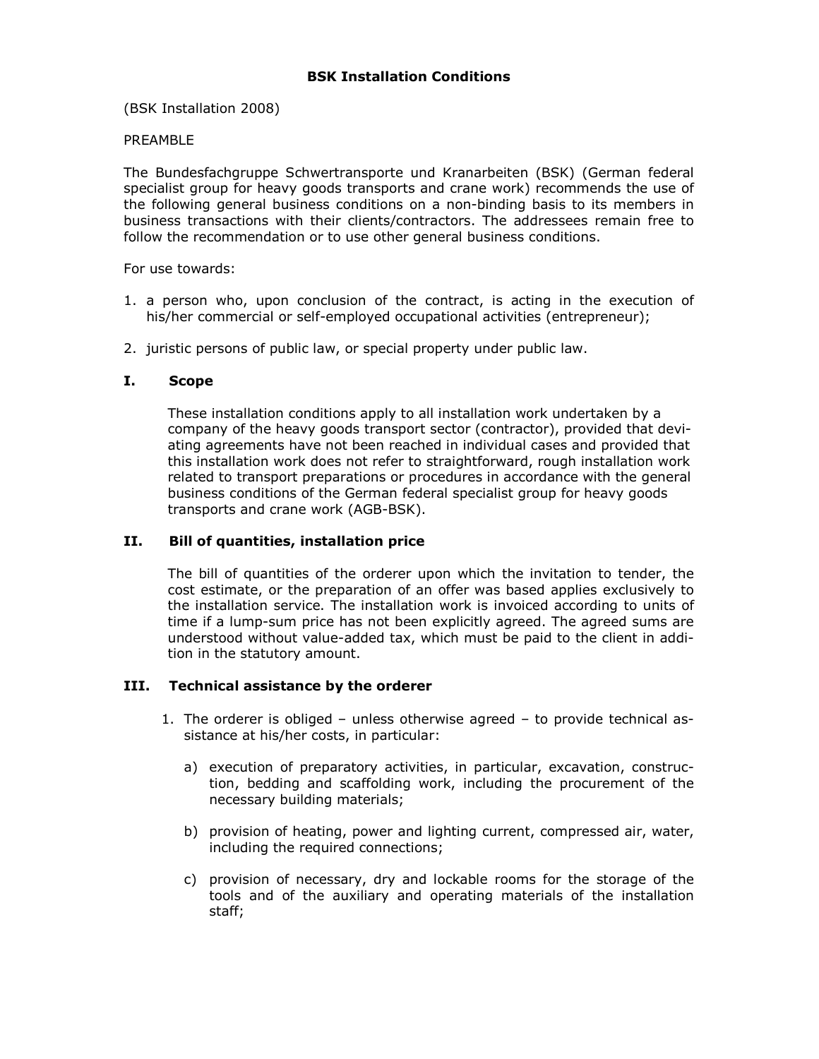# BSK Installation Conditions

(BSK Installation 2008)

PREAMBLE

The Bundesfachgruppe Schwertransporte und Kranarbeiten (BSK) (German federal specialist group for heavy goods transports and crane work) recommends the use of the following general business conditions on a non-binding basis to its members in business transactions with their clients/contractors. The addressees remain free to follow the recommendation or to use other general business conditions.

For use towards:

1. a person who, upon conclusion of the contract, is acting in the execution of his/her commercial or self-employed occupational activities (entrepreneur);

2. juristic persons of public law, or special property under public law.

## I. Scope

These installation conditions apply to all installation work undertaken by a company of the heavy goods transport sector (contractor), provided that deviating agreements have not been reached in individual cases and provided that this installation work does not refer to straightforward, rough installation work related to transport preparations or procedures in accordance with the general business conditions of the German federal specialist group for heavy goods transports and crane work (AGB-BSK).

## II. Bill of quantities, installation price

The bill of quantities of the orderer upon which the invitation to tender, the cost estimate, or the preparation of an offer was based applies exclusively to the installation service. The installation work is invoiced according to units of time if a lump-sum price has not been explicitly agreed. The agreed sums are understood without value-added tax, which must be paid to the client in addition in the statutory amount.

## III. Technical assistance by the orderer

1. The orderer is obliged – unless otherwise agreed – to provide technical assistance at his/her costs, in particular:

   a) execution of preparatory activities, in particular, excavation, construction, bedding and scaffolding work, including the procurement of the necessary building materials;

   b) provision of heating, power and lighting current, compressed air, water, including the required connections;

   c) provision of necessary, dry and lockable rooms for the storage of the tools and of the auxiliary and operating materials of the installation staff;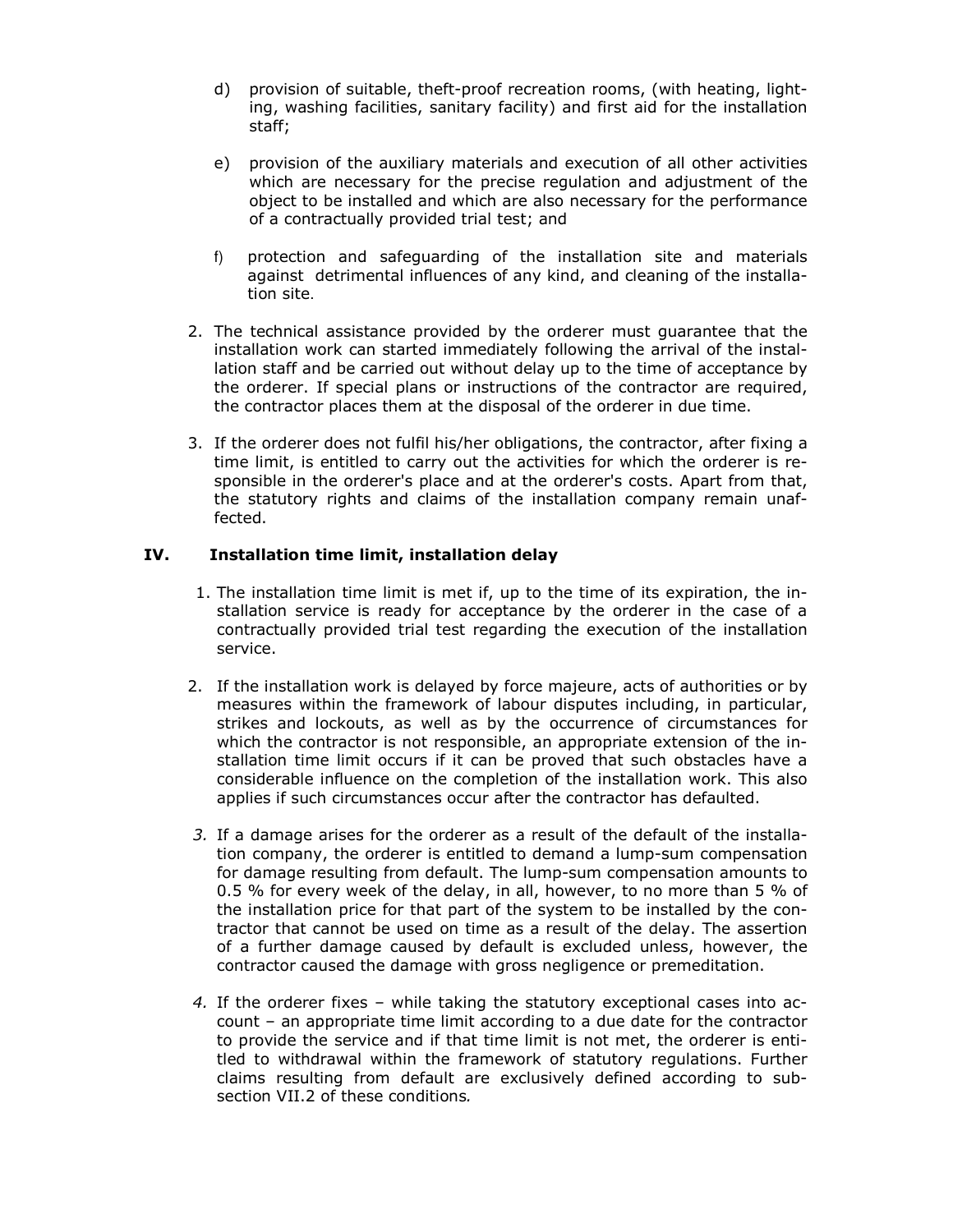d) provision of suitable, theft-proof recreation rooms, (with heating, lighting, washing facilities, sanitary facility) and first aid for the installation staff;

e) provision of the auxiliary materials and execution of all other activities which are necessary for the precise regulation and adjustment of the object to be installed and which are also necessary for the performance of a contractually provided trial test; and

f) protection and safeguarding of the installation site and materials against detrimental influences of any kind, and cleaning of the installation site.

2. The technical assistance provided by the orderer must guarantee that the installation work can started immediately following the arrival of the installation staff and be carried out without delay up to the time of acceptance by the orderer. If special plans or instructions of the contractor are required, the contractor places them at the disposal of the orderer in due time.

3. If the orderer does not fulfil his/her obligations, the contractor, after fixing a time limit, is entitled to carry out the activities for which the orderer is responsible in the orderer's place and at the orderer's costs. Apart from that, the statutory rights and claims of the installation company remain unaffected.

## IV. Installation time limit, installation delay

1. The installation time limit is met if, up to the time of its expiration, the installation service is ready for acceptance by the orderer in the case of a contractually provided trial test regarding the execution of the installation service.

2. If the installation work is delayed by force majeure, acts of authorities or by measures within the framework of labour disputes including, in particular, strikes and lockouts, as well as by the occurrence of circumstances for which the contractor is not responsible, an appropriate extension of the installation time limit occurs if it can be proved that such obstacles have a considerable influence on the completion of the installation work. This also applies if such circumstances occur after the contractor has defaulted.

3. If a damage arises for the orderer as a result of the default of the installation company, the orderer is entitled to demand a lump-sum compensation for damage resulting from default. The lump-sum compensation amounts to 0.5 % for every week of the delay, in all, however, to no more than 5 % of the installation price for that part of the system to be installed by the contractor that cannot be used on time as a result of the delay. The assertion of a further damage caused by default is excluded unless, however, the contractor caused the damage with gross negligence or premeditation.

4. If the orderer fixes – while taking the statutory exceptional cases into account – an appropriate time limit according to a due date for the contractor to provide the service and if that time limit is not met, the orderer is entitled to withdrawal within the framework of statutory regulations. Further claims resulting from default are exclusively defined according to subsection VII.2 of these conditions.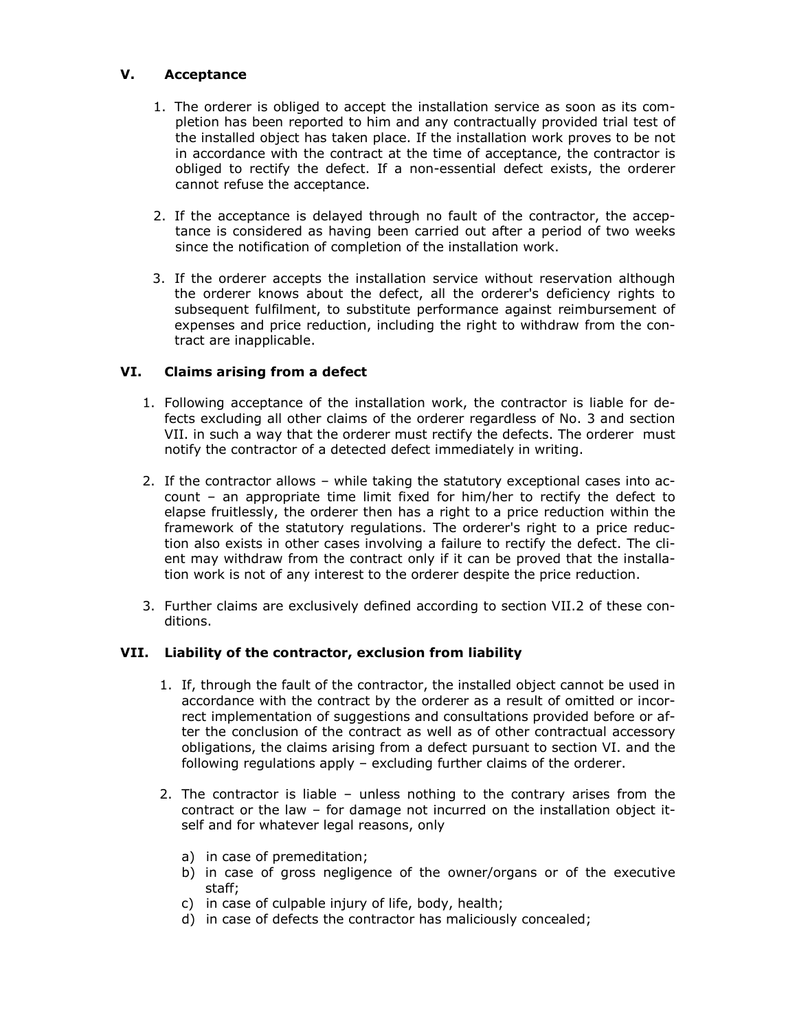## V. Acceptance

1. The orderer is obliged to accept the installation service as soon as its completion has been reported to him and any contractually provided trial test of the installed object has taken place. If the installation work proves to be not in accordance with the contract at the time of acceptance, the contractor is obliged to rectify the defect. If a non-essential defect exists, the orderer cannot refuse the acceptance.

2. If the acceptance is delayed through no fault of the contractor, the acceptance is considered as having been carried out after a period of two weeks since the notification of completion of the installation work.

3. If the orderer accepts the installation service without reservation although the orderer knows about the defect, all the orderer's deficiency rights to subsequent fulfilment, to substitute performance against reimbursement of expenses and price reduction, including the right to withdraw from the contract are inapplicable.

## VI. Claims arising from a defect

1. Following acceptance of the installation work, the contractor is liable for defects excluding all other claims of the orderer regardless of No. 3 and section VII. in such a way that the orderer must rectify the defects. The orderer must notify the contractor of a detected defect immediately in writing.

2. If the contractor allows – while taking the statutory exceptional cases into account – an appropriate time limit fixed for him/her to rectify the defect to elapse fruitlessly, the orderer then has a right to a price reduction within the framework of the statutory regulations. The orderer's right to a price reduction also exists in other cases involving a failure to rectify the defect. The client may withdraw from the contract only if it can be proved that the installation work is not of any interest to the orderer despite the price reduction.

3. Further claims are exclusively defined according to section VII.2 of these conditions.

## VII. Liability of the contractor, exclusion from liability

1. If, through the fault of the contractor, the installed object cannot be used in accordance with the contract by the orderer as a result of omitted or incorrect implementation of suggestions and consultations provided before or after the conclusion of the contract as well as of other contractual accessory obligations, the claims arising from a defect pursuant to section VI. and the following regulations apply – excluding further claims of the orderer.

2. The contractor is liable – unless nothing to the contrary arises from the contract or the law – for damage not incurred on the installation object itself and for whatever legal reasons, only

   a) in case of premeditation;
   b) in case of gross negligence of the owner/organs or of the executive staff;
   c) in case of culpable injury of life, body, health;
   d) in case of defects the contractor has maliciously concealed;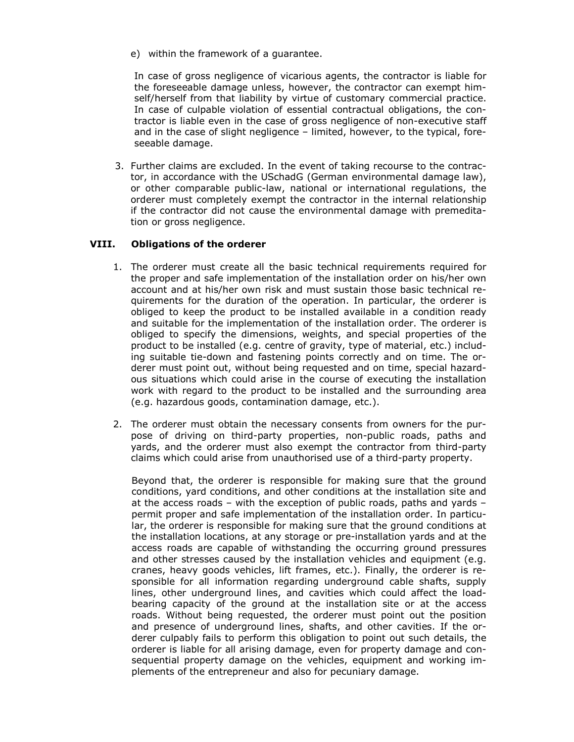e) within the framework of a guarantee.

In case of gross negligence of vicarious agents, the contractor is liable for the foreseeable damage unless, however, the contractor can exempt himself/herself from that liability by virtue of customary commercial practice. In case of culpable violation of essential contractual obligations, the contractor is liable even in the case of gross negligence of non-executive staff and in the case of slight negligence – limited, however, to the typical, foreseeable damage.

3. Further claims are excluded. In the event of taking recourse to the contractor, in accordance with the USchadG (German environmental damage law), or other comparable public-law, national or international regulations, the orderer must completely exempt the contractor in the internal relationship if the contractor did not cause the environmental damage with premeditation or gross negligence.

## VIII. Obligations of the orderer

1. The orderer must create all the basic technical requirements required for the proper and safe implementation of the installation order on his/her own account and at his/her own risk and must sustain those basic technical requirements for the duration of the operation. In particular, the orderer is obliged to keep the product to be installed available in a condition ready and suitable for the implementation of the installation order. The orderer is obliged to specify the dimensions, weights, and special properties of the product to be installed (e.g. centre of gravity, type of material, etc.) including suitable tie-down and fastening points correctly and on time. The orderer must point out, without being requested and on time, special hazardous situations which could arise in the course of executing the installation work with regard to the product to be installed and the surrounding area (e.g. hazardous goods, contamination damage, etc.).

2. The orderer must obtain the necessary consents from owners for the purpose of driving on third-party properties, non-public roads, paths and yards, and the orderer must also exempt the contractor from third-party claims which could arise from unauthorised use of a third-party property.

   Beyond that, the orderer is responsible for making sure that the ground conditions, yard conditions, and other conditions at the installation site and at the access roads – with the exception of public roads, paths and yards – permit proper and safe implementation of the installation order. In particular, the orderer is responsible for making sure that the ground conditions at the installation locations, at any storage or pre-installation yards and at the access roads are capable of withstanding the occurring ground pressures and other stresses caused by the installation vehicles and equipment (e.g. cranes, heavy goods vehicles, lift frames, etc.). Finally, the orderer is responsible for all information regarding underground cable shafts, supply lines, other underground lines, and cavities which could affect the load-bearing capacity of the ground at the installation site or at the access roads. Without being requested, the orderer must point out the position and presence of underground lines, shafts, and other cavities. If the orderer culpably fails to perform this obligation to point out such details, the orderer is liable for all arising damage, even for property damage and consequential property damage on the vehicles, equipment and working implements of the entrepreneur and also for pecuniary damage.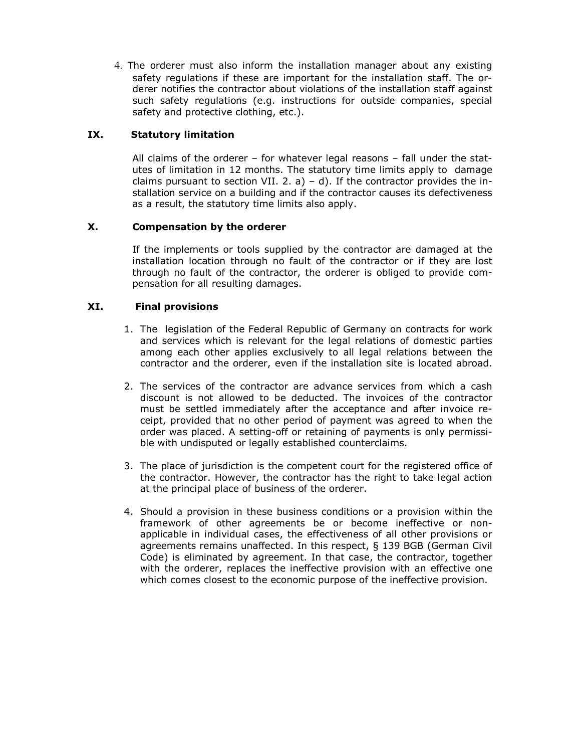4. The orderer must also inform the installation manager about any existing safety regulations if these are important for the installation staff. The orderer notifies the contractor about violations of the installation staff against such safety regulations (e.g. instructions for outside companies, special safety and protective clothing, etc.).

## IX. Statutory limitation

All claims of the orderer – for whatever legal reasons – fall under the statutes of limitation in 12 months. The statutory time limits apply to damage claims pursuant to section VII. 2. a) – d). If the contractor provides the installation service on a building and if the contractor causes its defectiveness as a result, the statutory time limits also apply.

## X. Compensation by the orderer

If the implements or tools supplied by the contractor are damaged at the installation location through no fault of the contractor or if they are lost through no fault of the contractor, the orderer is obliged to provide compensation for all resulting damages.

## XI. Final provisions

1. The legislation of the Federal Republic of Germany on contracts for work and services which is relevant for the legal relations of domestic parties among each other applies exclusively to all legal relations between the contractor and the orderer, even if the installation site is located abroad.

2. The services of the contractor are advance services from which a cash discount is not allowed to be deducted. The invoices of the contractor must be settled immediately after the acceptance and after invoice receipt, provided that no other period of payment was agreed to when the order was placed. A setting-off or retaining of payments is only permissible with undisputed or legally established counterclaims.

3. The place of jurisdiction is the competent court for the registered office of the contractor. However, the contractor has the right to take legal action at the principal place of business of the orderer.

4. Should a provision in these business conditions or a provision within the framework of other agreements be or become ineffective or non-applicable in individual cases, the effectiveness of all other provisions or agreements remains unaffected. In this respect, § 139 BGB (German Civil Code) is eliminated by agreement. In that case, the contractor, together with the orderer, replaces the ineffective provision with an effective one which comes closest to the economic purpose of the ineffective provision.